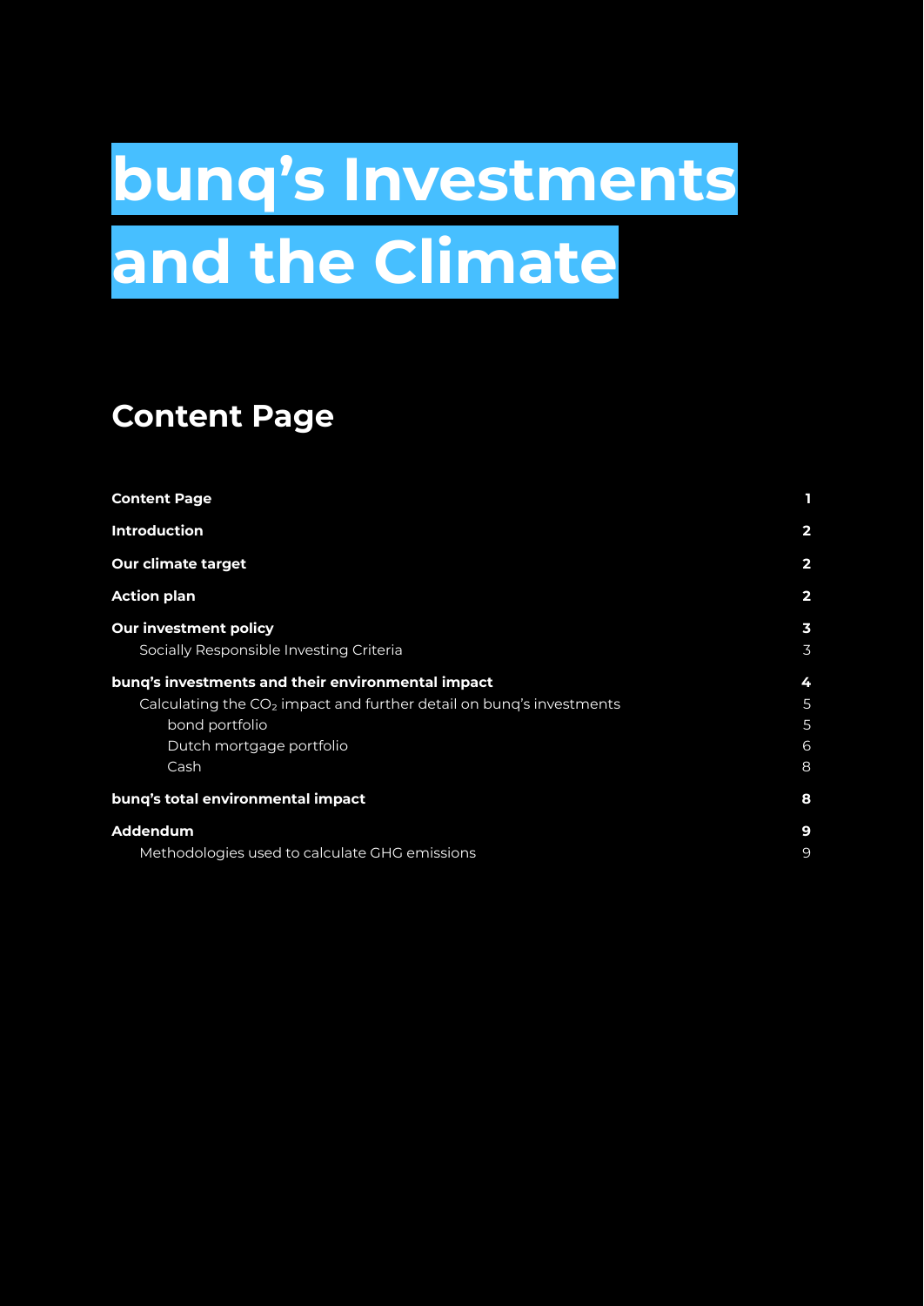# bunq's Investments and the Climate

## Content Page

| | |
|---|---|
| **Content Page** | **1** |
| **Introduction** | **2** |
| **Our climate target** | **2** |
| **Action plan** | **2** |
| **Our investment policy** | **3** |
| Socially Responsible Investing Criteria | 3 |
| **bunq's investments and their environmental impact** | **4** |
| Calculating the $CO_2$ impact and further detail on bunq's investments | 5 |
| bond portfolio | 5 |
| Dutch mortgage portfolio | 6 |
| Cash | 8 |
| **bunq's total environmental impact** | **8** |
| **Addendum** | **9** |
| Methodologies used to calculate GHG emissions | 9 |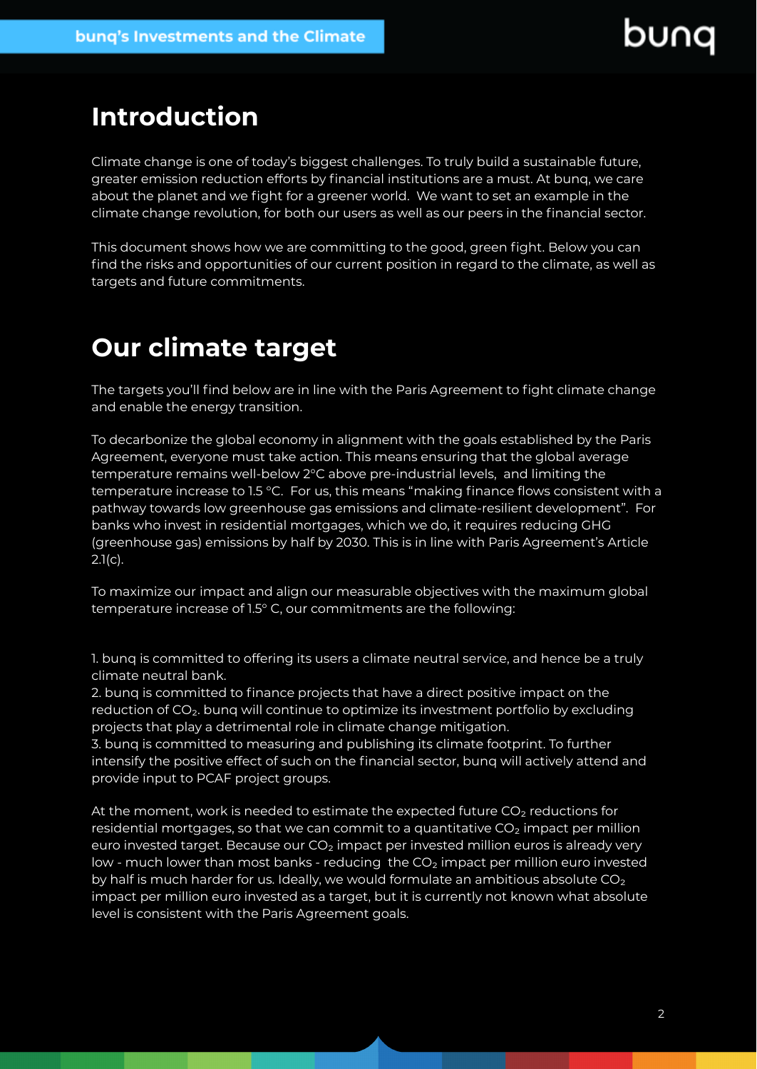## Introduction

Climate change is one of today's biggest challenges. To truly build a sustainable future, greater emission reduction efforts by financial institutions are a must. At bunq, we care about the planet and we fight for a greener world. We want to set an example in the climate change revolution, for both our users as well as our peers in the financial sector.

This document shows how we are committing to the good, green fight. Below you can find the risks and opportunities of our current position in regard to the climate, as well as targets and future commitments.

## Our climate target

The targets you'll find below are in line with the Paris Agreement to fight climate change and enable the energy transition.

To decarbonize the global economy in alignment with the goals established by the Paris Agreement, everyone must take action. This means ensuring that the global average temperature remains well-below 2°C above pre-industrial levels, and limiting the temperature increase to 1.5 °C. For us, this means "making finance flows consistent with a pathway towards low greenhouse gas emissions and climate-resilient development". For banks who invest in residential mortgages, which we do, it requires reducing GHG (greenhouse gas) emissions by half by 2030. This is in line with Paris Agreement's Article 2.1(c).

To maximize our impact and align our measurable objectives with the maximum global temperature increase of 1.5° C, our commitments are the following:

1. bunq is committed to offering its users a climate neutral service, and hence be a truly climate neutral bank.
2. bunq is committed to finance projects that have a direct positive impact on the reduction of $CO_2$. bunq will continue to optimize its investment portfolio by excluding projects that play a detrimental role in climate change mitigation.
3. bunq is committed to measuring and publishing its climate footprint. To further intensify the positive effect of such on the financial sector, bunq will actively attend and provide input to PCAF project groups.

At the moment, work is needed to estimate the expected future $CO_2$ reductions for residential mortgages, so that we can commit to a quantitative $CO_2$ impact per million euro invested target. Because our $CO_2$ impact per invested million euros is already very low - much lower than most banks - reducing the $CO_2$ impact per million euro invested by half is much harder for us. Ideally, we would formulate an ambitious absolute $CO_2$ impact per million euro invested as a target, but it is currently not known what absolute level is consistent with the Paris Agreement goals.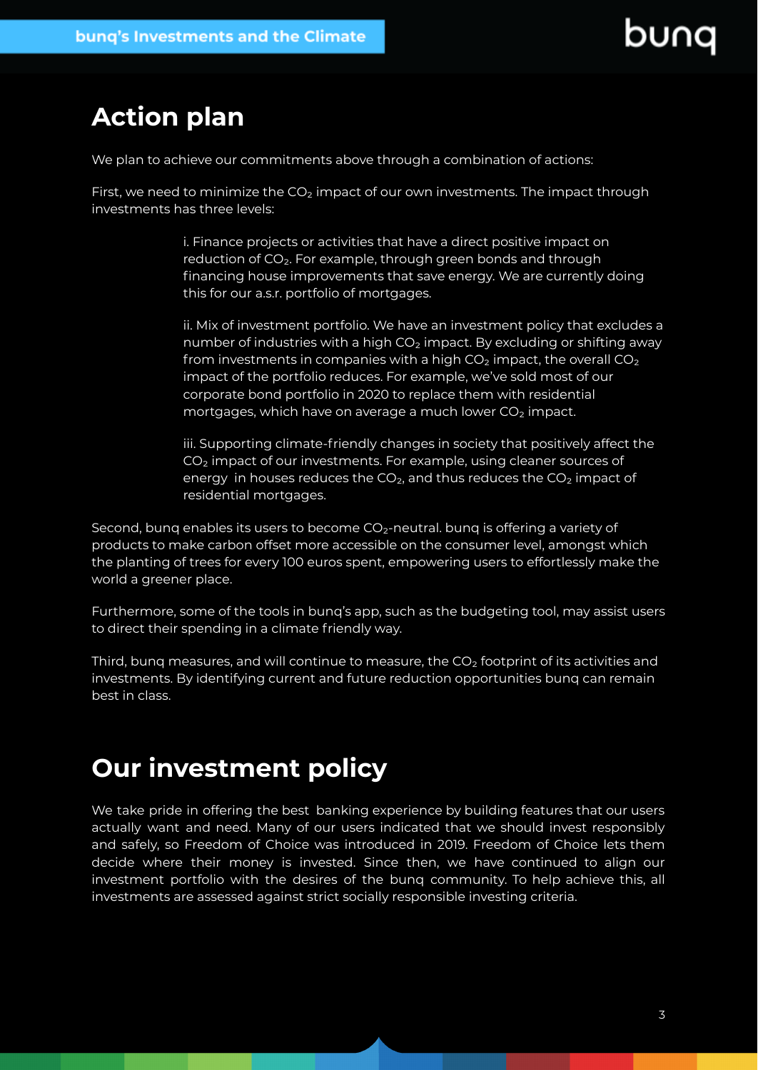# Action plan

We plan to achieve our commitments above through a combination of actions:

First, we need to minimize the $CO_2$ impact of our own investments. The impact through investments has three levels:

> i. Finance projects or activities that have a direct positive impact on reduction of $CO_2$. For example, through green bonds and through financing house improvements that save energy. We are currently doing this for our a.s.r. portfolio of mortgages.
>
> ii. Mix of investment portfolio. We have an investment policy that excludes a number of industries with a high $CO_2$ impact. By excluding or shifting away from investments in companies with a high $CO_2$ impact, the overall $CO_2$ impact of the portfolio reduces. For example, we've sold most of our corporate bond portfolio in 2020 to replace them with residential mortgages, which have on average a much lower $CO_2$ impact.
>
> iii. Supporting climate-friendly changes in society that positively affect the $CO_2$ impact of our investments. For example, using cleaner sources of energy in houses reduces the $CO_2$, and thus reduces the $CO_2$ impact of residential mortgages.

Second, bunq enables its users to become $CO_2$-neutral. bunq is offering a variety of products to make carbon offset more accessible on the consumer level, amongst which the planting of trees for every 100 euros spent, empowering users to effortlessly make the world a greener place.

Furthermore, some of the tools in bunq's app, such as the budgeting tool, may assist users to direct their spending in a climate friendly way.

Third, bunq measures, and will continue to measure, the $CO_2$ footprint of its activities and investments. By identifying current and future reduction opportunities bunq can remain best in class.

# Our investment policy

We take pride in offering the best banking experience by building features that our users actually want and need. Many of our users indicated that we should invest responsibly and safely, so Freedom of Choice was introduced in 2019. Freedom of Choice lets them decide where their money is invested. Since then, we have continued to align our investment portfolio with the desires of the bunq community. To help achieve this, all investments are assessed against strict socially responsible investing criteria.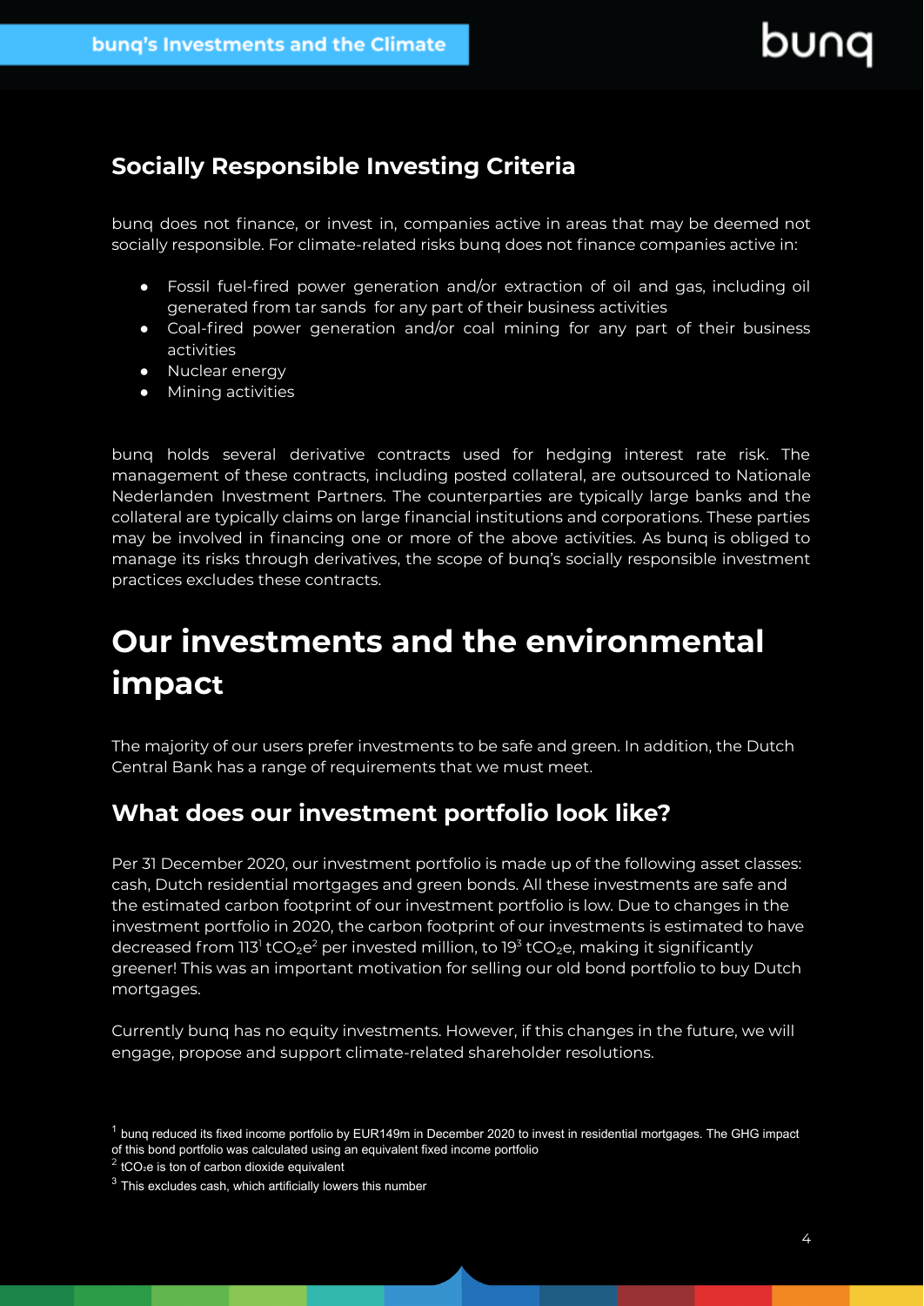## Socially Responsible Investing Criteria

bunq does not finance, or invest in, companies active in areas that may be deemed not socially responsible. For climate-related risks bunq does not finance companies active in:

- Fossil fuel-fired power generation and/or extraction of oil and gas, including oil generated from tar sands for any part of their business activities
- Coal-fired power generation and/or coal mining for any part of their business activities
- Nuclear energy
- Mining activities

bunq holds several derivative contracts used for hedging interest rate risk. The management of these contracts, including posted collateral, are outsourced to Nationale Nederlanden Investment Partners. The counterparties are typically large banks and the collateral are typically claims on large financial institutions and corporations. These parties may be involved in financing one or more of the above activities. As bunq is obliged to manage its risks through derivatives, the scope of bunq's socially responsible investment practices excludes these contracts.

# Our investments and the environmental impact

The majority of our users prefer investments to be safe and green. In addition, the Dutch Central Bank has a range of requirements that we must meet.

## What does our investment portfolio look like?

Per 31 December 2020, our investment portfolio is made up of the following asset classes: cash, Dutch residential mortgages and green bonds. All these investments are safe and the estimated carbon footprint of our investment portfolio is low. Due to changes in the investment portfolio in 2020, the carbon footprint of our investments is estimated to have decreased from 113[1] $tCO_2e$[2] per invested million, to 19[3] $tCO_2e$, making it significantly greener! This was an important motivation for selling our old bond portfolio to buy Dutch mortgages.

Currently bunq has no equity investments. However, if this changes in the future, we will engage, propose and support climate-related shareholder resolutions.

[1] bunq reduced its fixed income portfolio by EUR149m in December 2020 to invest in residential mortgages. The GHG impact of this bond portfolio was calculated using an equivalent fixed income portfolio

[2] $tCO_2e$ is ton of carbon dioxide equivalent

[3] This excludes cash, which artificially lowers this number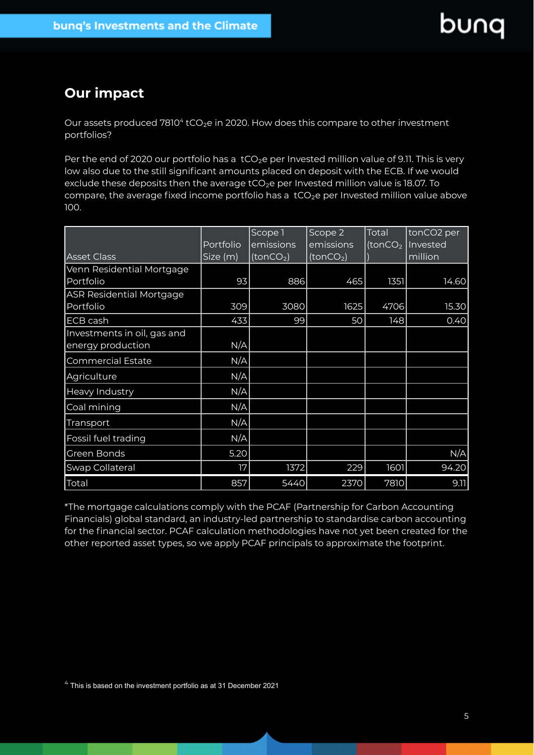## Our impact

Our assets produced 7810[4] $tCO_2e$ in 2020. How does this compare to other investment portfolios?

Per the end of 2020 our portfolio has a $tCO_2e$ per Invested million value of 9.11. This is very low also due to the still significant amounts placed on deposit with the ECB. If we would exclude these deposits then the average $tCO_2e$ per Invested million value is 18.07. To compare, the average fixed income portfolio has a $tCO_2e$ per Invested million value above 100.

| Asset Class | Portfolio Size (m) | Scope 1 emissions ($tonCO_2$) | Scope 2 emissions ($tonCO_2$) | Total ($tonCO_2$) | tonCO2 per Invested million |
|---|---|---|---|---|---|
| Venn Residential Mortgage Portfolio | 93 | 886 | 465 | 1351 | 14.60 |
| ASR Residential Mortgage Portfolio | 309 | 3080 | 1625 | 4706 | 15.30 |
| ECB cash | 433 | 99 | 50 | 148 | 0.40 |
| Investments in oil, gas and energy production | N/A | | | | |
| Commercial Estate | N/A | | | | |
| Agriculture | N/A | | | | |
| Heavy Industry | N/A | | | | |
| Coal mining | N/A | | | | |
| Transport | N/A | | | | |
| Fossil fuel trading | N/A | | | | |
| Green Bonds | 5.20 | | | | N/A |
| Swap Collateral | 17 | 1372 | 229 | 1601 | 94.20 |
| Total | 857 | 5440 | 2370 | 7810 | 9.11 |

*The mortgage calculations comply with the PCAF (Partnership for Carbon Accounting Financials) global standard, an industry-led partnership to standardise carbon accounting for the financial sector. PCAF calculation methodologies have not yet been created for the other reported asset types, so we apply PCAF principals to approximate the footprint.

[4] This is based on the investment portfolio as at 31 December 2021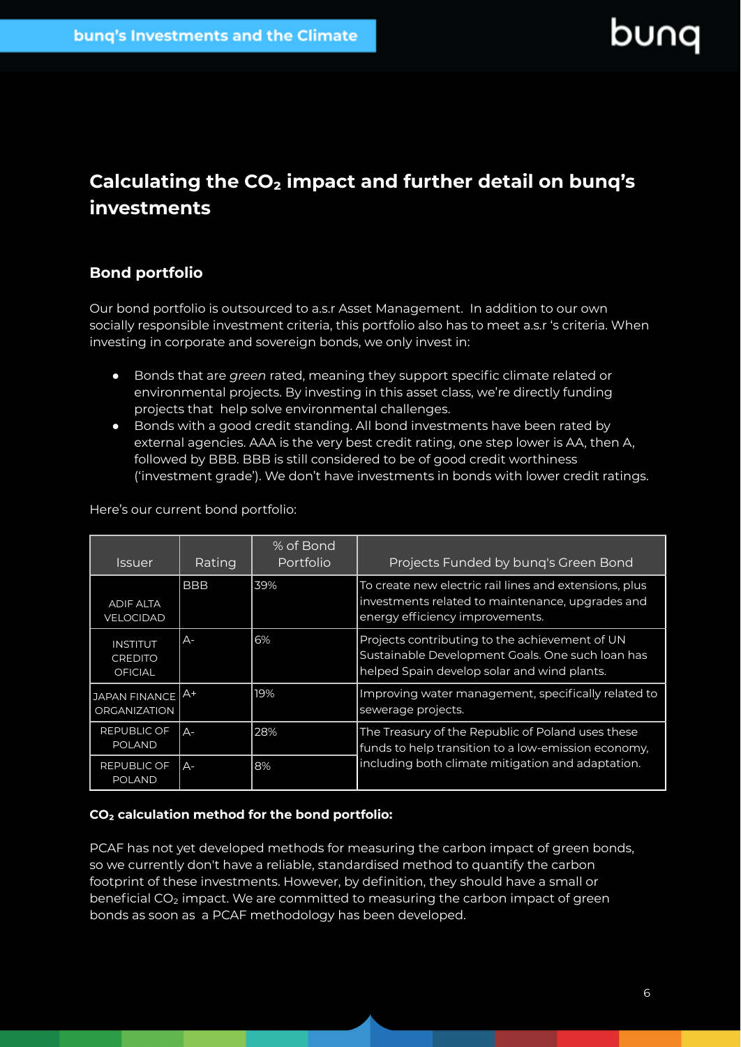## Calculating the $CO_2$ impact and further detail on bunq's investments

### Bond portfolio

Our bond portfolio is outsourced to a.s.r Asset Management. In addition to our own socially responsible investment criteria, this portfolio also has to meet a.s.r 's criteria. When investing in corporate and sovereign bonds, we only invest in:

- Bonds that are *green* rated, meaning they support specific climate related or environmental projects. By investing in this asset class, we're directly funding projects that help solve environmental challenges.
- Bonds with a good credit standing. All bond investments have been rated by external agencies. AAA is the very best credit rating, one step lower is AA, then A, followed by BBB. BBB is still considered to be of good credit worthiness ('investment grade'). We don't have investments in bonds with lower credit ratings.

Here's our current bond portfolio:

| Issuer | Rating | % of Bond Portfolio | Projects Funded by bunq's Green Bond |
|---|---|---|---|
| ADIF ALTA VELOCIDAD | BBB | 39% | To create new electric rail lines and extensions, plus investments related to maintenance, upgrades and energy efficiency improvements. |
| INSTITUT CREDITO OFICIAL | A- | 6% | Projects contributing to the achievement of UN Sustainable Development Goals. One such loan has helped Spain develop solar and wind plants. |
| JAPAN FINANCE ORGANIZATION | A+ | 19% | Improving water management, specifically related to sewerage projects. |
| REPUBLIC OF POLAND | A- | 28% | The Treasury of the Republic of Poland uses these funds to help transition to a low-emission economy, including both climate mitigation and adaptation. |
| REPUBLIC OF POLAND | A- | 8% | |

**$CO_2$ calculation method for the bond portfolio:**

PCAF has not yet developed methods for measuring the carbon impact of green bonds, so we currently don't have a reliable, standardised method to quantify the carbon footprint of these investments. However, by definition, they should have a small or beneficial $CO_2$ impact. We are committed to measuring the carbon impact of green bonds as soon as a PCAF methodology has been developed.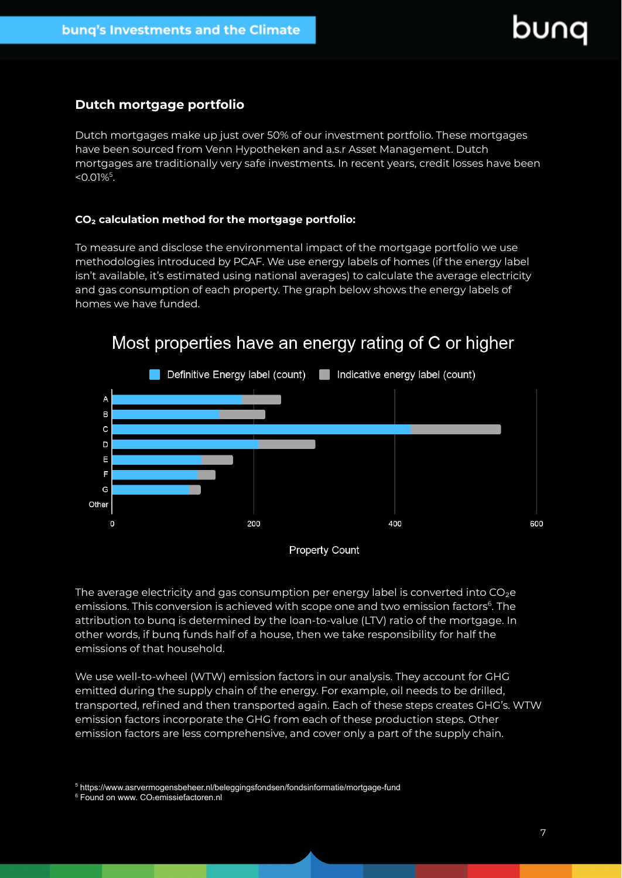## Dutch mortgage portfolio

Dutch mortgages make up just over 50% of our investment portfolio. These mortgages have been sourced from Venn Hypotheken and a.s.r Asset Management. Dutch mortgages are traditionally very safe investments. In recent years, credit losses have been <0.01%[5].

#### $CO_2$ calculation method for the mortgage portfolio:

To measure and disclose the environmental impact of the mortgage portfolio we use methodologies introduced by PCAF. We use energy labels of homes (if the energy label isn't available, it's estimated using national averages) to calculate the average electricity and gas consumption of each property. The graph below shows the energy labels of homes we have funded.

Most properties have an energy rating of C or higher

Definitive Energy label (count) | Indicative energy label (count)

A, B, C, D, E, F, G, Other

0, 200, 400, 600

Property Count

The average electricity and gas consumption per energy label is converted into $CO_2e$ emissions. This conversion is achieved with scope one and two emission factors[6]. The attribution to bunq is determined by the loan-to-value (LTV) ratio of the mortgage. In other words, if bunq funds half of a house, then we take responsibility for half the emissions of that household.

We use well-to-wheel (WTW) emission factors in our analysis. They account for GHG emitted during the supply chain of the energy. For example, oil needs to be drilled, transported, refined and then transported again. Each of these steps creates GHG's. WTW emission factors incorporate the GHG from each of these production steps. Other emission factors are less comprehensive, and cover only a part of the supply chain.

[5] https://www.asrvermogensbeheer.nl/beleggingsfondsen/fondsinformatie/mortgage-fund
[6] Found on www. $CO_2$emissiefactoren.nl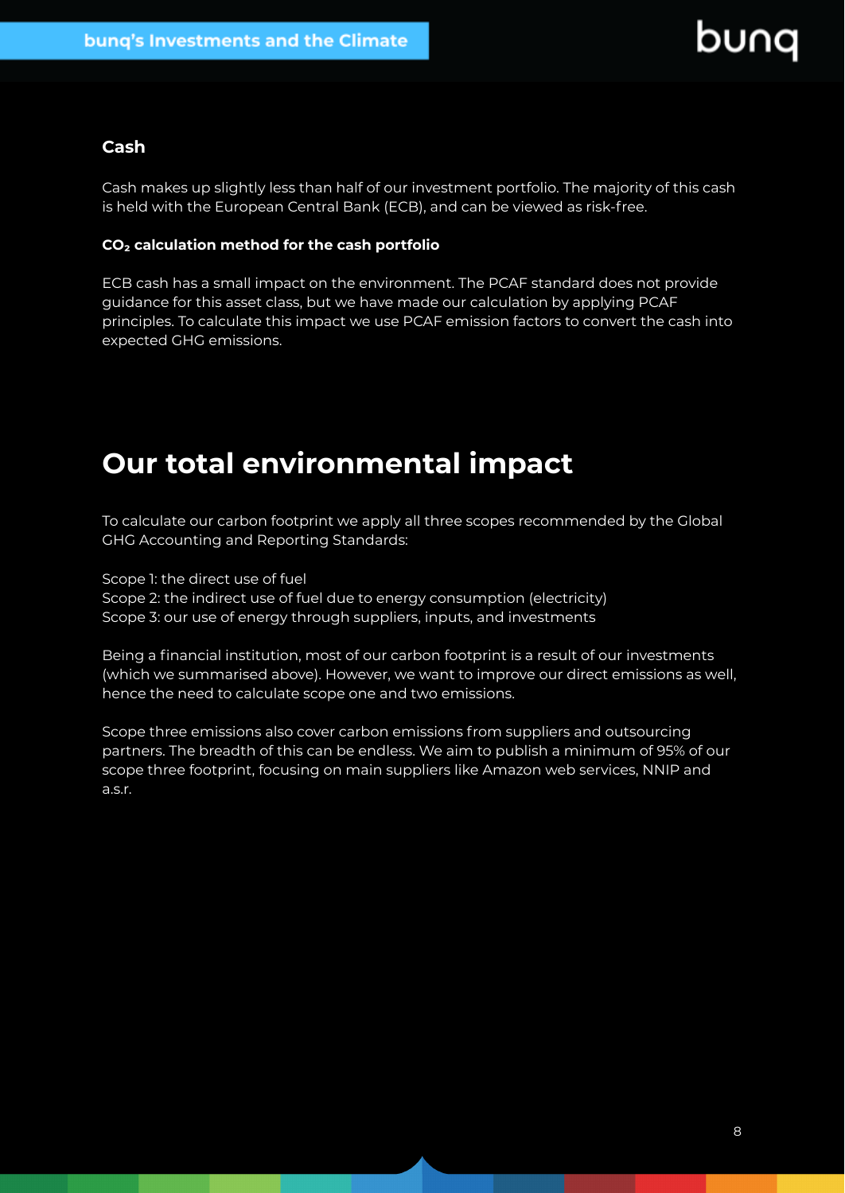### Cash

Cash makes up slightly less than half of our investment portfolio. The majority of this cash is held with the European Central Bank (ECB), and can be viewed as risk-free.

**$CO_2$ calculation method for the cash portfolio**

ECB cash has a small impact on the environment. The PCAF standard does not provide guidance for this asset class, but we have made our calculation by applying PCAF principles. To calculate this impact we use PCAF emission factors to convert the cash into expected GHG emissions.

## Our total environmental impact

To calculate our carbon footprint we apply all three scopes recommended by the Global GHG Accounting and Reporting Standards:

Scope 1: the direct use of fuel
Scope 2: the indirect use of fuel due to energy consumption (electricity)
Scope 3: our use of energy through suppliers, inputs, and investments

Being a financial institution, most of our carbon footprint is a result of our investments (which we summarised above). However, we want to improve our direct emissions as well, hence the need to calculate scope one and two emissions.

Scope three emissions also cover carbon emissions from suppliers and outsourcing partners. The breadth of this can be endless. We aim to publish a minimum of 95% of our scope three footprint, focusing on main suppliers like Amazon web services, NNIP and a.s.r.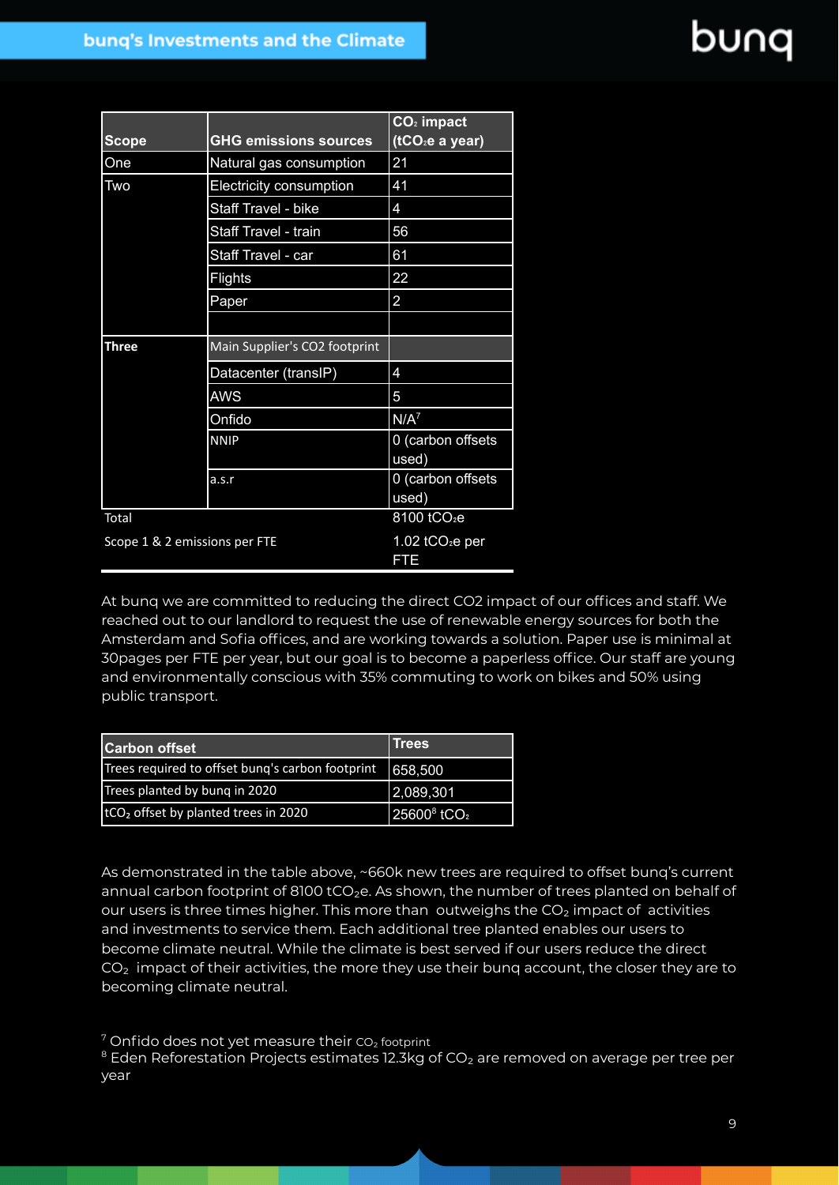| Scope | GHG emissions sources | $CO_2$ impact ($tCO_2e$ a year) |
|---|---|---|
| One | Natural gas consumption | 21 |
| Two | Electricity consumption | 41 |
| | Staff Travel - bike | 4 |
| | Staff Travel - train | 56 |
| | Staff Travel - car | 61 |
| | Flights | 22 |
| | Paper | 2 |
| | | |
| **Three** | Main Supplier's CO2 footprint | |
| | Datacenter (transIP) | 4 |
| | AWS | 5 |
| | Onfido | N/A[7] |
| | NNIP | 0 (carbon offsets used) |
| | a.s.r | 0 (carbon offsets used) |
| Total | | 8100 $tCO_2e$ |
| Scope 1 & 2 emissions per FTE | | 1.02 $tCO_2e$ per FTE |

At bunq we are committed to reducing the direct CO2 impact of our offices and staff. We reached out to our landlord to request the use of renewable energy sources for both the Amsterdam and Sofia offices, and are working towards a solution. Paper use is minimal at 30pages per FTE per year, but our goal is to become a paperless office. Our staff are young and environmentally conscious with 35% commuting to work on bikes and 50% using public transport.

| Carbon offset | Trees |
|---|---|
| Trees required to offset bunq's carbon footprint | 658,500 |
| Trees planted by bunq in 2020 | 2,089,301 |
| $tCO_2$ offset by planted trees in 2020 | 25600[8] $tCO_2$ |

As demonstrated in the table above, ~660k new trees are required to offset bunq's current annual carbon footprint of 8100 $tCO_2e$. As shown, the number of trees planted on behalf of our users is three times higher. This more than outweighs the $CO_2$ impact of activities and investments to service them. Each additional tree planted enables our users to become climate neutral. While the climate is best served if our users reduce the direct $CO_2$ impact of their activities, the more they use their bunq account, the closer they are to becoming climate neutral.

[7] Onfido does not yet measure their $CO_2$ footprint

[8] Eden Reforestation Projects estimates 12.3kg of $CO_2$ are removed on average per tree per year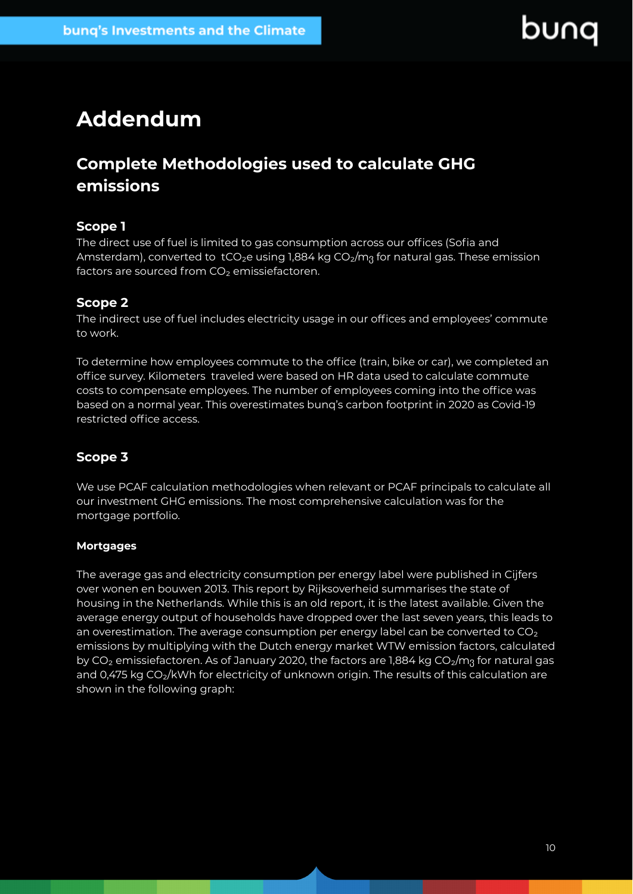# Addendum

## Complete Methodologies used to calculate GHG emissions

### Scope 1

The direct use of fuel is limited to gas consumption across our offices (Sofia and Amsterdam), converted to $tCO_2e$ using 1,884 kg $CO_2/m_3$ for natural gas. These emission factors are sourced from $CO_2$ emissiefactoren.

### Scope 2

The indirect use of fuel includes electricity usage in our offices and employees' commute to work.

To determine how employees commute to the office (train, bike or car), we completed an office survey. Kilometers traveled were based on HR data used to calculate commute costs to compensate employees. The number of employees coming into the office was based on a normal year. This overestimates bunq's carbon footprint in 2020 as Covid-19 restricted office access.

### Scope 3

We use PCAF calculation methodologies when relevant or PCAF principals to calculate all our investment GHG emissions. The most comprehensive calculation was for the mortgage portfolio.

#### Mortgages

The average gas and electricity consumption per energy label were published in Cijfers over wonen en bouwen 2013. This report by Rijksoverheid summarises the state of housing in the Netherlands. While this is an old report, it is the latest available. Given the average energy output of households have dropped over the last seven years, this leads to an overestimation. The average consumption per energy label can be converted to $CO_2$ emissions by multiplying with the Dutch energy market WTW emission factors, calculated by $CO_2$ emissiefactoren. As of January 2020, the factors are 1,884 kg $CO_2/m_3$ for natural gas and 0,475 kg $CO_2$/kWh for electricity of unknown origin. The results of this calculation are shown in the following graph: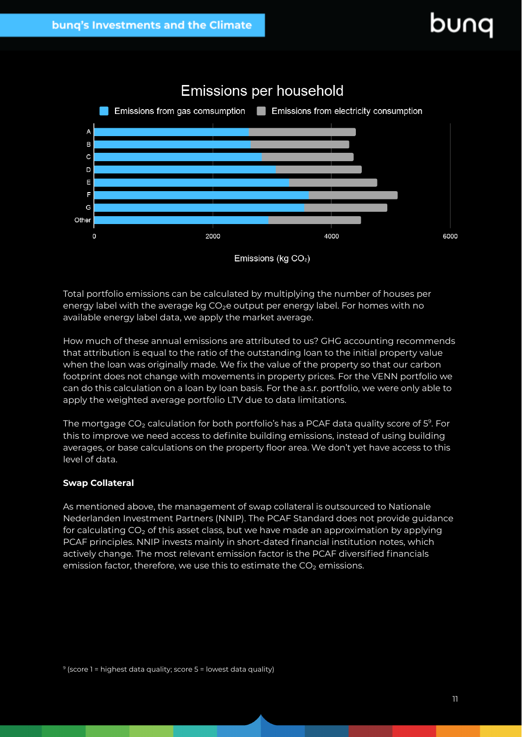Emissions per household

Emissions from gas comsumption

Emissions from electricity consumption

A

B

C

D

E

F

G

Other

0

2000

4000

6000

Emissions (kg $CO_2$)

Total portfolio emissions can be calculated by multiplying the number of houses per energy label with the average kg $CO_2e$ output per energy label. For homes with no available energy label data, we apply the market average.

How much of these annual emissions are attributed to us? GHG accounting recommends that attribution is equal to the ratio of the outstanding loan to the initial property value when the loan was originally made. We fix the value of the property so that our carbon footprint does not change with movements in property prices. For the VENN portfolio we can do this calculation on a loan by loan basis. For the a.s.r. portfolio, we were only able to apply the weighted average portfolio LTV due to data limitations.

The mortgage $CO_2$ calculation for both portfolio's has a PCAF data quality score of 5[9]. For this to improve we need access to definite building emissions, instead of using building averages, or base calculations on the property floor area. We don't yet have access to this level of data.

**Swap Collateral**

As mentioned above, the management of swap collateral is outsourced to Nationale Nederlanden Investment Partners (NNIP). The PCAF Standard does not provide guidance for calculating $CO_2$ of this asset class, but we have made an approximation by applying PCAF principles. NNIP invests mainly in short-dated financial institution notes, which actively change. The most relevant emission factor is the PCAF diversified financials emission factor, therefore, we use this to estimate the $CO_2$ emissions.

[9] (score 1 = highest data quality; score 5 = lowest data quality)